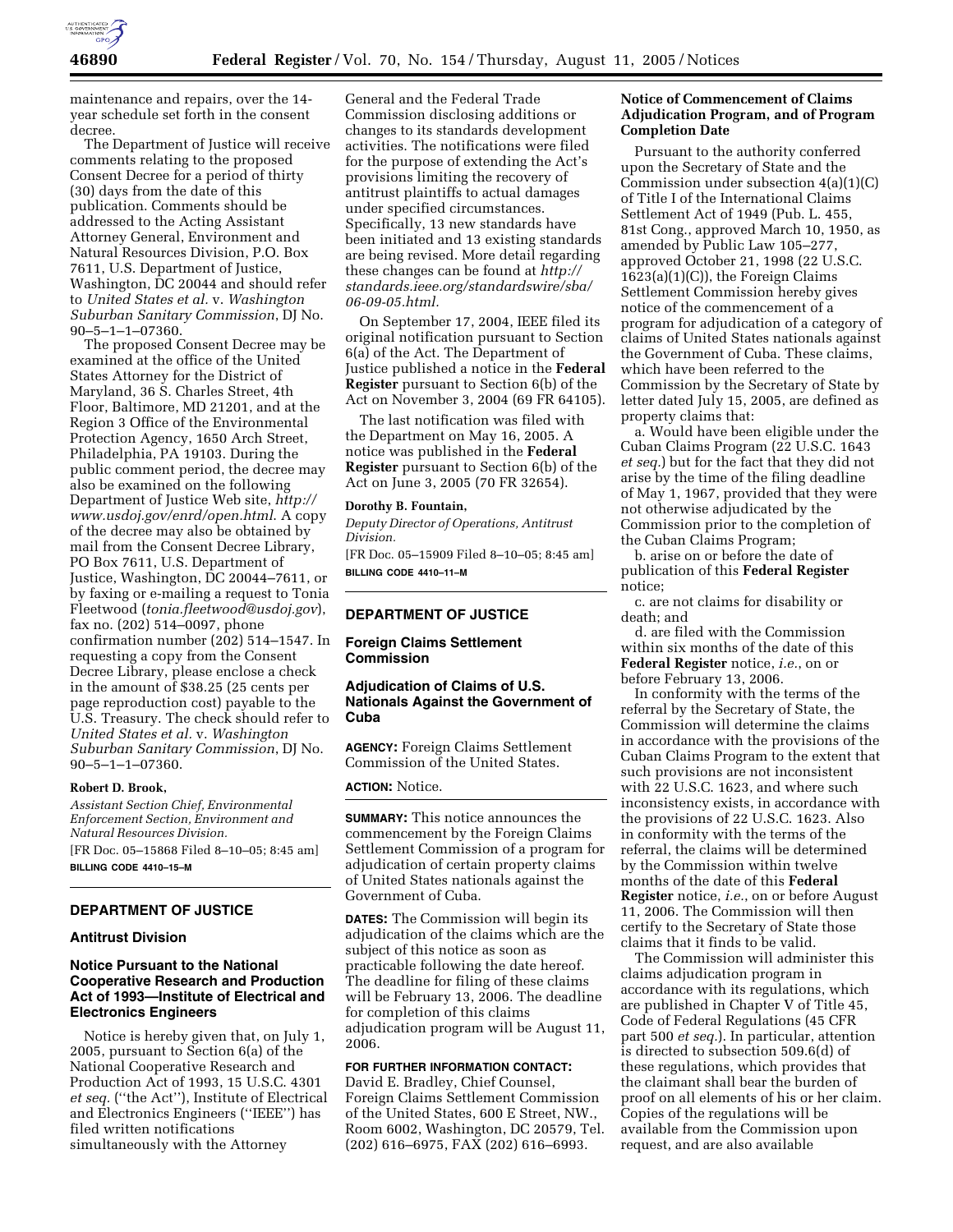maintenance and repairs, over the 14-year schedule set forth in the consent decree.

The Department of Justice will receive comments relating to the proposed Consent Decree for a period of thirty (30) days from the date of this publication. Comments should be addressed to the Acting Assistant Attorney General, Environment and Natural Resources Division, P.O. Box 7611, U.S. Department of Justice, Washington, DC 20044 and should refer to *United States et al.* v. *Washington Suburban Sanitary Commission*, DJ No. 90–5–1–1–07360.

The proposed Consent Decree may be examined at the office of the United States Attorney for the District of Maryland, 36 S. Charles Street, 4th Floor, Baltimore, MD 21201, and at the Region 3 Office of the Environmental Protection Agency, 1650 Arch Street, Philadelphia, PA 19103. During the public comment period, the decree may also be examined on the following Department of Justice Web site, *http://www.usdoj.gov/enrd/open.html*. A copy of the decree may also be obtained by mail from the Consent Decree Library, PO Box 7611, U.S. Department of Justice, Washington, DC 20044–7611, or by faxing or e-mailing a request to Tonia Fleetwood (*tonia.fleetwood@usdoj.gov*), fax no. (202) 514–0097, phone confirmation number (202) 514–1547. In requesting a copy from the Consent Decree Library, please enclose a check in the amount of $38.25 (25 cents per page reproduction cost) payable to the U.S. Treasury. The check should refer to *United States et al.* v. *Washington Suburban Sanitary Commission*, DJ No. 90–5–1–1–07360.

**Robert D. Brook,**

*Assistant Section Chief, Environmental Enforcement Section, Environment and Natural Resources Division.*

[FR Doc. 05–15868 Filed 8–10–05; 8:45 am]

**BILLING CODE 4410–15–M**

## DEPARTMENT OF JUSTICE

### Antitrust Division

### Notice Pursuant to the National Cooperative Research and Production Act of 1993—Institute of Electrical and Electronics Engineers

Notice is hereby given that, on July 1, 2005, pursuant to Section 6(a) of the National Cooperative Research and Production Act of 1993, 15 U.S.C. 4301 *et seq.* (''the Act''), Institute of Electrical and Electronics Engineers (''IEEE'') has filed written notifications simultaneously with the Attorney General and the Federal Trade Commission disclosing additions or changes to its standards development activities. The notifications were filed for the purpose of extending the Act's provisions limiting the recovery of antitrust plaintiffs to actual damages under specified circumstances. Specifically, 13 new standards have been initiated and 13 existing standards are being revised. More detail regarding these changes can be found at *http://standards.ieee.org/standardswire/sba/06-09-05.html.*

On September 17, 2004, IEEE filed its original notification pursuant to Section 6(a) of the Act. The Department of Justice published a notice in the **Federal Register** pursuant to Section 6(b) of the Act on November 3, 2004 (69 FR 64105).

The last notification was filed with the Department on May 16, 2005. A notice was published in the **Federal Register** pursuant to Section 6(b) of the Act on June 3, 2005 (70 FR 32654).

**Dorothy B. Fountain,**

*Deputy Director of Operations, Antitrust Division.*

[FR Doc. 05–15909 Filed 8–10–05; 8:45 am]

**BILLING CODE 4410–11–M**

## DEPARTMENT OF JUSTICE

### Foreign Claims Settlement Commission

### Adjudication of Claims of U.S. Nationals Against the Government of Cuba

**AGENCY:** Foreign Claims Settlement Commission of the United States.

**ACTION:** Notice.

**SUMMARY:** This notice announces the commencement by the Foreign Claims Settlement Commission of a program for adjudication of certain property claims of United States nationals against the Government of Cuba.

**DATES:** The Commission will begin its adjudication of the claims which are the subject of this notice as soon as practicable following the date hereof. The deadline for filing of these claims will be February 13, 2006. The deadline for completion of this claims adjudication program will be August 11, 2006.

**FOR FURTHER INFORMATION CONTACT:** David E. Bradley, Chief Counsel, Foreign Claims Settlement Commission of the United States, 600 E Street, NW., Room 6002, Washington, DC 20579, Tel. (202) 616–6975, FAX (202) 616–6993.

**Notice of Commencement of Claims Adjudication Program, and of Program Completion Date**

Pursuant to the authority conferred upon the Secretary of State and the Commission under subsection 4(a)(1)(C) of Title I of the International Claims Settlement Act of 1949 (Pub. L. 455, 81st Cong., approved March 10, 1950, as amended by Public Law 105–277, approved October 21, 1998 (22 U.S.C. 1623(a)(1)(C)), the Foreign Claims Settlement Commission hereby gives notice of the commencement of a program for adjudication of a category of claims of United States nationals against the Government of Cuba. These claims, which have been referred to the Commission by the Secretary of State by letter dated July 15, 2005, are defined as property claims that:

a. Would have been eligible under the Cuban Claims Program (22 U.S.C. 1643 *et seq.*) but for the fact that they did not arise by the time of the filing deadline of May 1, 1967, provided that they were not otherwise adjudicated by the Commission prior to the completion of the Cuban Claims Program;

b. arise on or before the date of publication of this **Federal Register** notice;

c. are not claims for disability or death; and

d. are filed with the Commission within six months of the date of this **Federal Register** notice, *i.e.*, on or before February 13, 2006.

In conformity with the terms of the referral by the Secretary of State, the Commission will determine the claims in accordance with the provisions of the Cuban Claims Program to the extent that such provisions are not inconsistent with 22 U.S.C. 1623, and where such inconsistency exists, in accordance with the provisions of 22 U.S.C. 1623. Also in conformity with the terms of the referral, the claims will be determined by the Commission within twelve months of the date of this **Federal Register** notice, *i.e.*, on or before August 11, 2006. The Commission will then certify to the Secretary of State those claims that it finds to be valid.

The Commission will administer this claims adjudication program in accordance with its regulations, which are published in Chapter V of Title 45, Code of Federal Regulations (45 CFR part 500 *et seq.*). In particular, attention is directed to subsection 509.6(d) of these regulations, which provides that the claimant shall bear the burden of proof on all elements of his or her claim. Copies of the regulations will be available from the Commission upon request, and are also available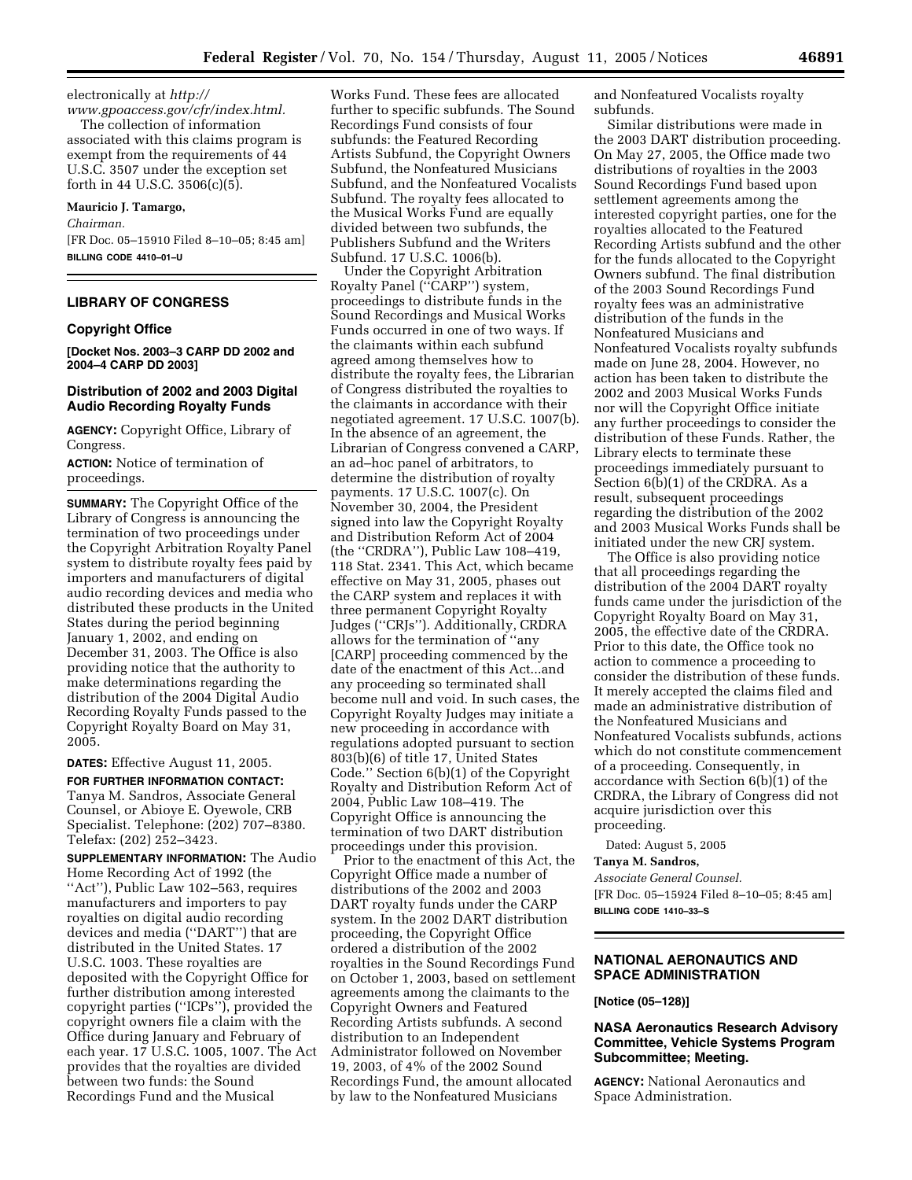electronically at *http://www.gpoaccess.gov/cfr/index.html.*

The collection of information associated with this claims program is exempt from the requirements of 44 U.S.C. 3507 under the exception set forth in 44 U.S.C. 3506(c)(5).

**Mauricio J. Tamargo,**

*Chairman.*

[FR Doc. 05–15910 Filed 8–10–05; 8:45 am]

**BILLING CODE 4410–01–U**

---

## LIBRARY OF CONGRESS

### Copyright Office

**[Docket Nos. 2003–3 CARP DD 2002 and 2004–4 CARP DD 2003]**

### Distribution of 2002 and 2003 Digital Audio Recording Royalty Funds

**AGENCY:** Copyright Office, Library of Congress.

**ACTION:** Notice of termination of proceedings.

**SUMMARY:** The Copyright Office of the Library of Congress is announcing the termination of two proceedings under the Copyright Arbitration Royalty Panel system to distribute royalty fees paid by importers and manufacturers of digital audio recording devices and media who distributed these products in the United States during the period beginning January 1, 2002, and ending on December 31, 2003. The Office is also providing notice that the authority to make determinations regarding the distribution of the 2004 Digital Audio Recording Royalty Funds passed to the Copyright Royalty Board on May 31, 2005.

**DATES:** Effective August 11, 2005.

**FOR FURTHER INFORMATION CONTACT:** Tanya M. Sandros, Associate General Counsel, or Abioye E. Oyewole, CRB Specialist. Telephone: (202) 707–8380. Telefax: (202) 252–3423.

**SUPPLEMENTARY INFORMATION:** The Audio Home Recording Act of 1992 (the ''Act''), Public Law 102–563, requires manufacturers and importers to pay royalties on digital audio recording devices and media (''DART'') that are distributed in the United States. 17 U.S.C. 1003. These royalties are deposited with the Copyright Office for further distribution among interested copyright parties (''ICPs''), provided the copyright owners file a claim with the Office during January and February of each year. 17 U.S.C. 1005, 1007. The Act provides that the royalties are divided between two funds: the Sound Recordings Fund and the Musical Works Fund. These fees are allocated further to specific subfunds. The Sound Recordings Fund consists of four subfunds: the Featured Recording Artists Subfund, the Copyright Owners Subfund, the Nonfeatured Musicians Subfund, and the Nonfeatured Vocalists Subfund. The royalty fees allocated to the Musical Works Fund are equally divided between two subfunds, the Publishers Subfund and the Writers Subfund. 17 U.S.C. 1006(b).

Under the Copyright Arbitration Royalty Panel (''CARP'') system, proceedings to distribute funds in the Sound Recordings and Musical Works Funds occurred in one of two ways. If the claimants within each subfund agreed among themselves how to distribute the royalty fees, the Librarian of Congress distributed the royalties to the claimants in accordance with their negotiated agreement. 17 U.S.C. 1007(b). In the absence of an agreement, the Librarian of Congress convened a CARP, an ad–hoc panel of arbitrators, to determine the distribution of royalty payments. 17 U.S.C. 1007(c). On November 30, 2004, the President signed into law the Copyright Royalty and Distribution Reform Act of 2004 (the ''CRDRA''), Public Law 108–419, 118 Stat. 2341. This Act, which became effective on May 31, 2005, phases out the CARP system and replaces it with three permanent Copyright Royalty Judges (''CRJs''). Additionally, CRDRA allows for the termination of ''any [CARP] proceeding commenced by the date of the enactment of this Act...and any proceeding so terminated shall become null and void. In such cases, the Copyright Royalty Judges may initiate a new proceeding in accordance with regulations adopted pursuant to section 803(b)(6) of title 17, United States Code.'' Section 6(b)(1) of the Copyright Royalty and Distribution Reform Act of 2004, Public Law 108–419. The Copyright Office is announcing the termination of two DART distribution proceedings under this provision.

Prior to the enactment of this Act, the Copyright Office made a number of distributions of the 2002 and 2003 DART royalty funds under the CARP system. In the 2002 DART distribution proceeding, the Copyright Office ordered a distribution of the 2002 royalties in the Sound Recordings Fund on October 1, 2003, based on settlement agreements among the claimants to the Copyright Owners and Featured Recording Artists subfunds. A second distribution to an Independent Administrator followed on November 19, 2003, of 4% of the 2002 Sound Recordings Fund, the amount allocated by law to the Nonfeatured Musicians and Nonfeatured Vocalists royalty subfunds.

Similar distributions were made in the 2003 DART distribution proceeding. On May 27, 2005, the Office made two distributions of royalties in the 2003 Sound Recordings Fund based upon settlement agreements among the interested copyright parties, one for the royalties allocated to the Featured Recording Artists subfund and the other for the funds allocated to the Copyright Owners subfund. The final distribution of the 2003 Sound Recordings Fund royalty fees was an administrative distribution of the funds in the Nonfeatured Musicians and Nonfeatured Vocalists royalty subfunds made on June 28, 2004. However, no action has been taken to distribute the 2002 and 2003 Musical Works Funds nor will the Copyright Office initiate any further proceedings to consider the distribution of these Funds. Rather, the Library elects to terminate these proceedings immediately pursuant to Section 6(b)(1) of the CRDRA. As a result, subsequent proceedings regarding the distribution of the 2002 and 2003 Musical Works Funds shall be initiated under the new CRJ system.

The Office is also providing notice that all proceedings regarding the distribution of the 2004 DART royalty funds came under the jurisdiction of the Copyright Royalty Board on May 31, 2005, the effective date of the CRDRA. Prior to this date, the Office took no action to commence a proceeding to consider the distribution of these funds. It merely accepted the claims filed and made an administrative distribution of the Nonfeatured Musicians and Nonfeatured Vocalists subfunds, actions which do not constitute commencement of a proceeding. Consequently, in accordance with Section 6(b)(1) of the CRDRA, the Library of Congress did not acquire jurisdiction over this proceeding.

Dated: August 5, 2005

**Tanya M. Sandros,**

*Associate General Counsel.*

[FR Doc. 05–15924 Filed 8–10–05; 8:45 am]

**BILLING CODE 1410–33–S**

---

## NATIONAL AERONAUTICS AND SPACE ADMINISTRATION

**[Notice (05–128)]**

### NASA Aeronautics Research Advisory Committee, Vehicle Systems Program Subcommittee; Meeting.

**AGENCY:** National Aeronautics and Space Administration.